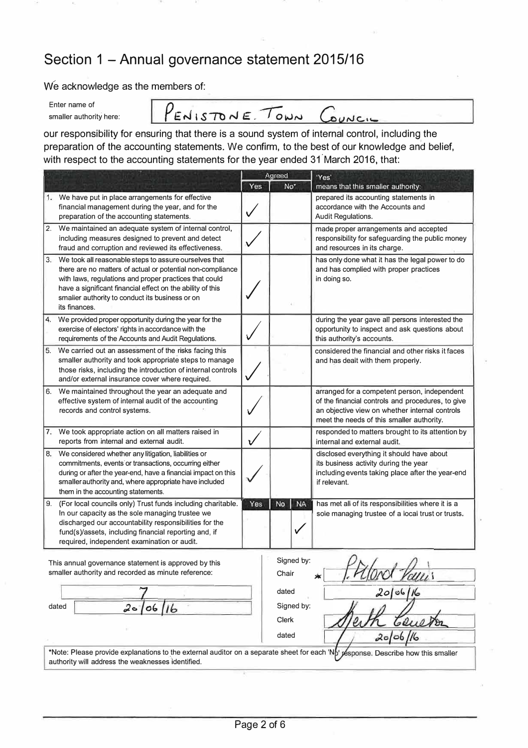# Section 1 – Annual governance statement 2015/16

We acknowledge as the members of:

Enter name of smaller authority here: PENISTONE TOWN COUNCIL

our responsibility for ensuring that there is a sound system of internal control, including the preparation of the accounting statements. We confirm, to the best of our knowledge and belief, with respect to the accounting statements for the year ended 31 March 2016, that:

| | Agreed Yes | Agreed No* | | 'Yes' means that this smaller authority: |
|---|---|---|---|---|
| 1. We have put in place arrangements for effective financial management during the year, and for the preparation of the accounting statements. | ✓ | | | prepared its accounting statements in accordance with the Accounts and Audit Regulations. |
| 2. We maintained an adequate system of internal control, including measures designed to prevent and detect fraud and corruption and reviewed its effectiveness. | ✓ | | | made proper arrangements and accepted responsibility for safeguarding the public money and resources in its charge. |
| 3. We took all reasonable steps to assure ourselves that there are no matters of actual or potential non-compliance with laws, regulations and proper practices that could have a significant financial effect on the ability of this smaller authority to conduct its business or on its finances. | ✓ | | | has only done what it has the legal power to do and has complied with proper practices in doing so. |
| 4. We provided proper opportunity during the year for the exercise of electors' rights in accordance with the requirements of the Accounts and Audit Regulations. | ✓ | | | during the year gave all persons interested the opportunity to inspect and ask questions about this authority's accounts. |
| 5. We carried out an assessment of the risks facing this smaller authority and took appropriate steps to manage those risks, including the introduction of internal controls and/or external insurance cover where required. | ✓ | | | considered the financial and other risks it faces and has dealt with them properly. |
| 6. We maintained throughout the year an adequate and effective system of internal audit of the accounting records and control systems. | ✓ | | | arranged for a competent person, independent of the financial controls and procedures, to give an objective view on whether internal controls meet the needs of this smaller authority. |
| 7. We took appropriate action on all matters raised in reports from internal and external audit. | ✓ | | | responded to matters brought to its attention by internal and external audit. |
| 8. We considered whether any litigation, liabilities or commitments, events or transactions, occurring either during or after the year-end, have a financial impact on this smaller authority and, where appropriate have included them in the accounting statements. | ✓ | | | disclosed everything it should have about its business activity during the year including events taking place after the year-end if relevant. |
| 9. (For local councils only) Trust funds including charitable. In our capacity as the sole managing trustee we discharged our accountability responsibilities for the fund(s)/assets, including financial reporting and, if required, independent examination or audit. | Yes | No | NA ✓ | has met all of its responsibilities where it is a sole managing trustee of a local trust or trusts. |

This annual governance statement is approved by this smaller authority and recorded as minute reference: 7

dated 20/06/16

Signed by: Chair [signature]

dated 20/06/16

Signed by: Clerk [signature]

dated 20/06/16

*Note: Please provide explanations to the external auditor on a separate sheet for each 'No' response. Describe how this smaller authority will address the weaknesses identified.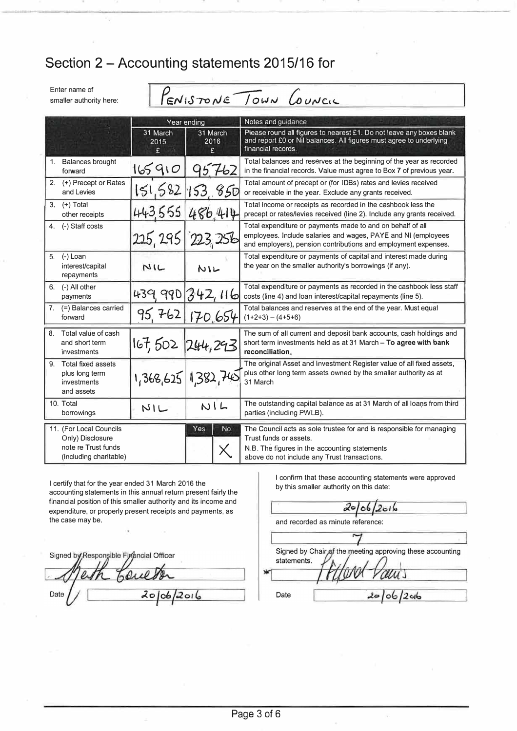# Section 2 – Accounting statements 2015/16 for

Enter name of smaller authority here: PENISTONE TOWN COUNCIL

| | Year ending | | Notes and guidance |
|---|---|---|---|
| | 31 March 2015 £ | 31 March 2016 £ | Please round all figures to nearest £1. Do not leave any boxes blank and report £0 or Nil balances. All figures must agree to underlying financial records. |
| 1. Balances brought forward | 165,910 | 95,762 | Total balances and reserves at the beginning of the year as recorded in the financial records. Value must agree to Box 7 of previous year. |
| 2. (+) Precept or Rates and Levies | 151,582 | 153,850 | Total amount of precept or (for IDBs) rates and levies received or receivable in the year. Exclude any grants received. |
| 3. (+) Total other receipts | 443,555 | 486,414 | Total income or receipts as recorded in the cashbook less the precept or rates/levies received (line 2). Include any grants received. |
| 4. (-) Staff costs | 225,295 | 223,256 | Total expenditure or payments made to and on behalf of all employees. Include salaries and wages, PAYE and NI (employees and employers), pension contributions and employment expenses. |
| 5. (-) Loan interest/capital repayments | NIL | NIL | Total expenditure or payments of capital and interest made during the year on the smaller authority's borrowings (if any). |
| 6. (-) All other payments | 439,990 | 342,116 | Total expenditure or payments as recorded in the cashbook less staff costs (line 4) and loan interest/capital repayments (line 5). |
| 7. (=) Balances carried forward | 95,762 | 170,654 | Total balances and reserves at the end of the year. Must equal (1+2+3) – (4+5+6) |
| 8. Total value of cash and short term investments | 167,502 | 244,293 | The sum of all current and deposit bank accounts, cash holdings and short term investments held as at 31 March – **To agree with bank reconciliation.** |
| 9. Total fixed assets plus long term investments and assets | 1,368,625 | 1,382,745 | The original Asset and Investment Register value of all fixed assets, plus other long term assets owned by the smaller authority as at 31 March |
| 10. Total borrowings | NIL | NIL | The outstanding capital balance as at 31 March of all loans from third parties (including PWLB). |

| 11. (For Local Councils Only) Disclosure note re Trust funds (including charitable) | Yes | No | The Council acts as sole trustee for and is responsible for managing Trust funds or assets. |
|---|---|---|---|
| | | X | N.B. The figures in the accounting statements above do not include any Trust transactions. |

I certify that for the year ended 31 March 2016 the accounting statements in this annual return present fairly the financial position of this smaller authority and its income and expenditure, or properly present receipts and payments, as the case may be.

Signed by Responsible Financial Officer: Heath Cowether

Date: 20/06/2016

I confirm that these accounting statements were approved by this smaller authority on this date:

20/06/2016

and recorded as minute reference:

7

Signed by Chair of the meeting approving these accounting statements.

Richard Davis

Date: 20/06/2016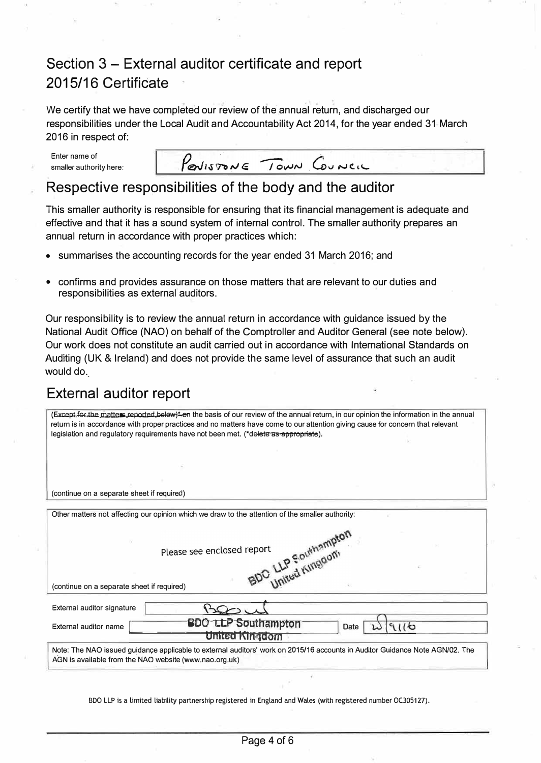## Section 3 – External auditor certificate and report 2015/16 Certificate

We certify that we have completed our review of the annual return, and discharged our responsibilities under the Local Audit and Accountability Act 2014, for the year ended 31 March 2016 in respect of:

| | |
|---|---|
| Enter name of smaller authority here: | PENISTONE TOWN COUNCIL |

## Respective responsibilities of the body and the auditor

This smaller authority is responsible for ensuring that its financial management is adequate and effective and that it has a sound system of internal control. The smaller authority prepares an annual return in accordance with proper practices which:

- summarises the accounting records for the year ended 31 March 2016; and
- confirms and provides assurance on those matters that are relevant to our duties and responsibilities as external auditors.

Our responsibility is to review the annual return in accordance with guidance issued by the National Audit Office (NAO) on behalf of the Comptroller and Auditor General (see note below). Our work does not constitute an audit carried out in accordance with International Standards on Auditing (UK & Ireland) and does not provide the same level of assurance that such an audit would do.

## External auditor report

~~(Except for the matters reported below)*~~ ~~on~~ the basis of our review of the annual return, in our opinion the information in the annual return is in accordance with proper practices and no matters have come to our attention giving cause for concern that relevant legislation and regulatory requirements have not been met. (*~~delete as appropriate~~).

(continue on a separate sheet if required)

Other matters not affecting our opinion which we draw to the attention of the smaller authority:

Please see enclosed report

BDO LLP Southampton United Kingdom

(continue on a separate sheet if required)

| | | | |
|---|---|---|---|
| External auditor signature | BDO LLP | | |
| External auditor name | BDO LLP Southampton United Kingdom | Date | 2/9/16 |

Note: The NAO issued guidance applicable to external auditors' work on 2015/16 accounts in Auditor Guidance Note AGN/02. The AGN is available from the NAO website (www.nao.org.uk)

BDO LLP is a limited liability partnership registered in England and Wales (with registered number OC305127).